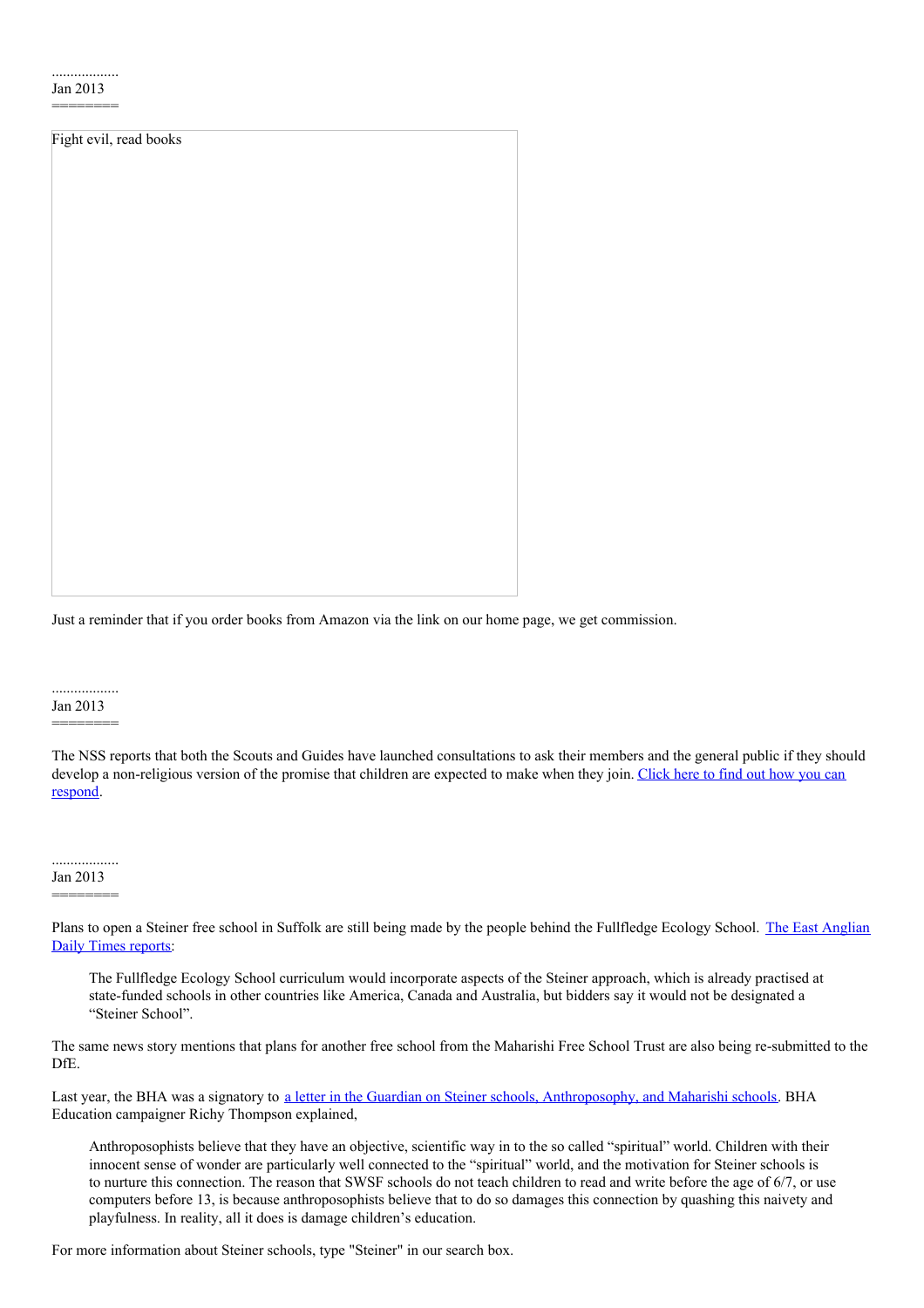..................
Jan 2013
========

Fight evil, read books

Just a reminder that if you order books from Amazon via the link on our home page, we get commission.

..................
Jan 2013
========

The NSS reports that both the Scouts and Guides have launched consultations to ask their members and the general public if they should develop a non-religious version of the promise that children are expected to make when they join. Click here to find out how you can respond.

..................
Jan 2013
========

Plans to open a Steiner free school in Suffolk are still being made by the people behind the Fullfledge Ecology School. The East Anglian Daily Times reports:

> The Fullfledge Ecology School curriculum would incorporate aspects of the Steiner approach, which is already practised at state-funded schools in other countries like America, Canada and Australia, but bidders say it would not be designated a "Steiner School".

The same news story mentions that plans for another free school from the Maharishi Free School Trust are also being re-submitted to the DfE.

Last year, the BHA was a signatory to a letter in the Guardian on Steiner schools, Anthroposophy, and Maharishi schools. BHA Education campaigner Richy Thompson explained,

> Anthroposophists believe that they have an objective, scientific way in to the so called "spiritual" world. Children with their innocent sense of wonder are particularly well connected to the "spiritual" world, and the motivation for Steiner schools is to nurture this connection. The reason that SWSF schools do not teach children to read and write before the age of 6/7, or use computers before 13, is because anthroposophists believe that to do so damages this connection by quashing this naivety and playfulness. In reality, all it does is damage children's education.

For more information about Steiner schools, type "Steiner" in our search box.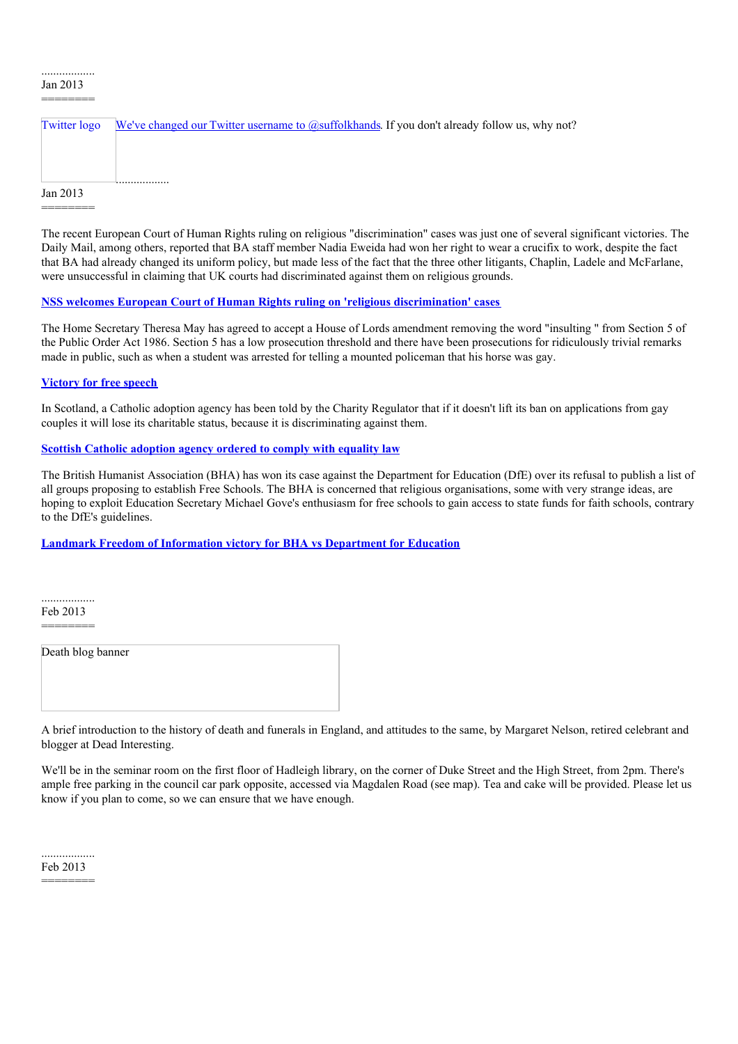..................
Jan 2013
========

Twitter logo [We've changed our Twitter username to @suffolkhands](). If you don't already follow us, why not?

..................
Jan 2013
========

The recent European Court of Human Rights ruling on religious "discrimination" cases was just one of several significant victories. The Daily Mail, among others, reported that BA staff member Nadia Eweida had won her right to wear a crucifix to work, despite the fact that BA had already changed its uniform policy, but made less of the fact that the three other litigants, Chaplin, Ladele and McFarlane, were unsuccessful in claiming that UK courts had discriminated against them on religious grounds.

**[NSS welcomes European Court of Human Rights ruling on 'religious discrimination' cases]()**

The Home Secretary Theresa May has agreed to accept a House of Lords amendment removing the word "insulting " from Section 5 of the Public Order Act 1986. Section 5 has a low prosecution threshold and there have been prosecutions for ridiculously trivial remarks made in public, such as when a student was arrested for telling a mounted policeman that his horse was gay.

**[Victory for free speech]()**

In Scotland, a Catholic adoption agency has been told by the Charity Regulator that if it doesn't lift its ban on applications from gay couples it will lose its charitable status, because it is discriminating against them.

**[Scottish Catholic adoption agency ordered to comply with equality law]()**

The British Humanist Association (BHA) has won its case against the Department for Education (DfE) over its refusal to publish a list of all groups proposing to establish Free Schools. The BHA is concerned that religious organisations, some with very strange ideas, are hoping to exploit Education Secretary Michael Gove's enthusiasm for free schools to gain access to state funds for faith schools, contrary to the DfE's guidelines.

**[Landmark Freedom of Information victory for BHA vs Department for Education]()**

..................
Feb 2013
========

Death blog banner

A brief introduction to the history of death and funerals in England, and attitudes to the same, by Margaret Nelson, retired celebrant and blogger at Dead Interesting.

We'll be in the seminar room on the first floor of Hadleigh library, on the corner of Duke Street and the High Street, from 2pm. There's ample free parking in the council car park opposite, accessed via Magdalen Road (see map). Tea and cake will be provided. Please let us know if you plan to come, so we can ensure that we have enough.

..................
Feb 2013
========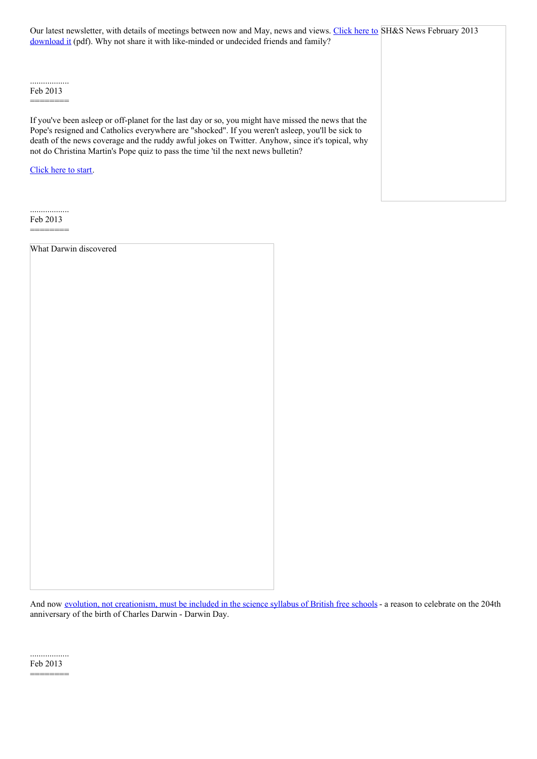Our latest newsletter, with details of meetings between now and May, news and views. Click here to download it (pdf). Why not share it with like-minded or undecided friends and family?

SH&S News February 2013

..................
Feb 2013
========

If you've been asleep or off-planet for the last day or so, you might have missed the news that the Pope's resigned and Catholics everywhere are "shocked". If you weren't asleep, you'll be sick to death of the news coverage and the ruddy awful jokes on Twitter. Anyhow, since it's topical, why not do Christina Martin's Pope quiz to pass the time 'til the next news bulletin?

Click here to start.

..................
Feb 2013
========

What Darwin discovered

And now evolution, not creationism, must be included in the science syllabus of British free schools - a reason to celebrate on the 204th anniversary of the birth of Charles Darwin - Darwin Day.

..................
Feb 2013
========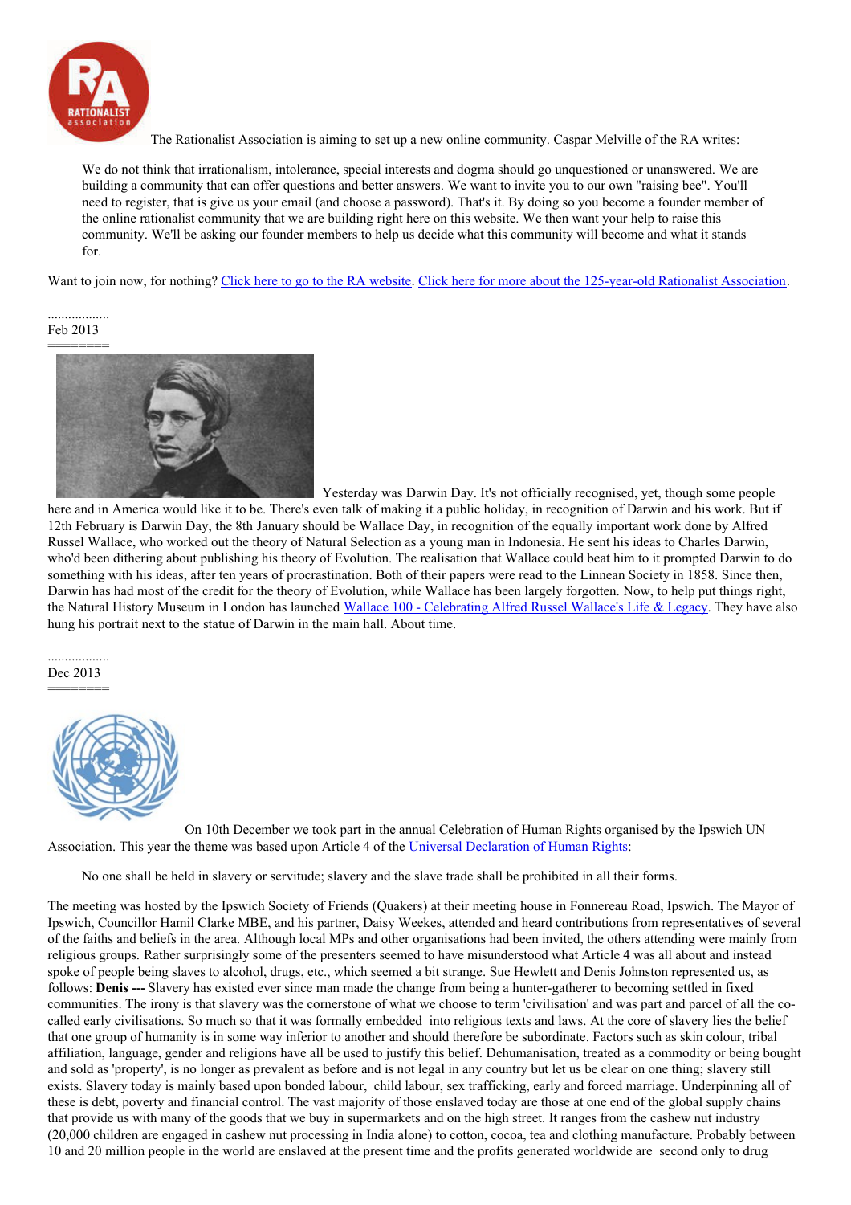The Rationalist Association is aiming to set up a new online community. Caspar Melville of the RA writes:

> We do not think that irrationalism, intolerance, special interests and dogma should go unquestioned or unanswered. We are building a community that can offer questions and better answers. We want to invite you to our own "raising bee". You'll need to register, that is give us your email (and choose a password). That's it. By doing so you become a founder member of the online rationalist community that we are building right here on this website. We then want your help to raise this community. We'll be asking our founder members to help us decide what this community will become and what it stands for.

Want to join now, for nothing? [Click here to go to the RA website](). [Click here for more about the 125-year-old Rationalist Association]().

..................

Feb 2013

========

Yesterday was Darwin Day. It's not officially recognised, yet, though some people here and in America would like it to be. There's even talk of making it a public holiday, in recognition of Darwin and his work. But if 12th February is Darwin Day, the 8th January should be Wallace Day, in recognition of the equally important work done by Alfred Russel Wallace, who worked out the theory of Natural Selection as a young man in Indonesia. He sent his ideas to Charles Darwin, who'd been dithering about publishing his theory of Evolution. The realisation that Wallace could beat him to it prompted Darwin to do something with his ideas, after ten years of procrastination. Both of their papers were read to the Linnean Society in 1858. Since then, Darwin has had most of the credit for the theory of Evolution, while Wallace has been largely forgotten. Now, to help put things right, the Natural History Museum in London has launched [Wallace 100 - Celebrating Alfred Russel Wallace's Life & Legacy](). They have also hung his portrait next to the statue of Darwin in the main hall. About time.

..................

Dec 2013

========

On 10th December we took part in the annual Celebration of Human Rights organised by the Ipswich UN Association. This year the theme was based upon Article 4 of the [Universal Declaration of Human Rights]():

> No one shall be held in slavery or servitude; slavery and the slave trade shall be prohibited in all their forms.

The meeting was hosted by the Ipswich Society of Friends (Quakers) at their meeting house in Fonnereau Road, Ipswich. The Mayor of Ipswich, Councillor Hamil Clarke MBE, and his partner, Daisy Weekes, attended and heard contributions from representatives of several of the faiths and beliefs in the area. Although local MPs and other organisations had been invited, the others attending were mainly from religious groups. Rather surprisingly some of the presenters seemed to have misunderstood what Article 4 was all about and instead spoke of people being slaves to alcohol, drugs, etc., which seemed a bit strange. Sue Hewlett and Denis Johnston represented us, as follows: **Denis ---** Slavery has existed ever since man made the change from being a hunter-gatherer to becoming settled in fixed communities. The irony is that slavery was the cornerstone of what we choose to term 'civilisation' and was part and parcel of all the co-called early civilisations. So much so that it was formally embedded into religious texts and laws. At the core of slavery lies the belief that one group of humanity is in some way inferior to another and should therefore be subordinate. Factors such as skin colour, tribal affiliation, language, gender and religions have all be used to justify this belief. Dehumanisation, treated as a commodity or being bought and sold as 'property', is no longer as prevalent as before and is not legal in any country but let us be clear on one thing; slavery still exists. Slavery today is mainly based upon bonded labour, child labour, sex trafficking, early and forced marriage. Underpinning all of these is debt, poverty and financial control. The vast majority of those enslaved today are those at one end of the global supply chains that provide us with many of the goods that we buy in supermarkets and on the high street. It ranges from the cashew nut industry (20,000 children are engaged in cashew nut processing in India alone) to cotton, cocoa, tea and clothing manufacture. Probably between 10 and 20 million people in the world are enslaved at the present time and the profits generated worldwide are second only to drug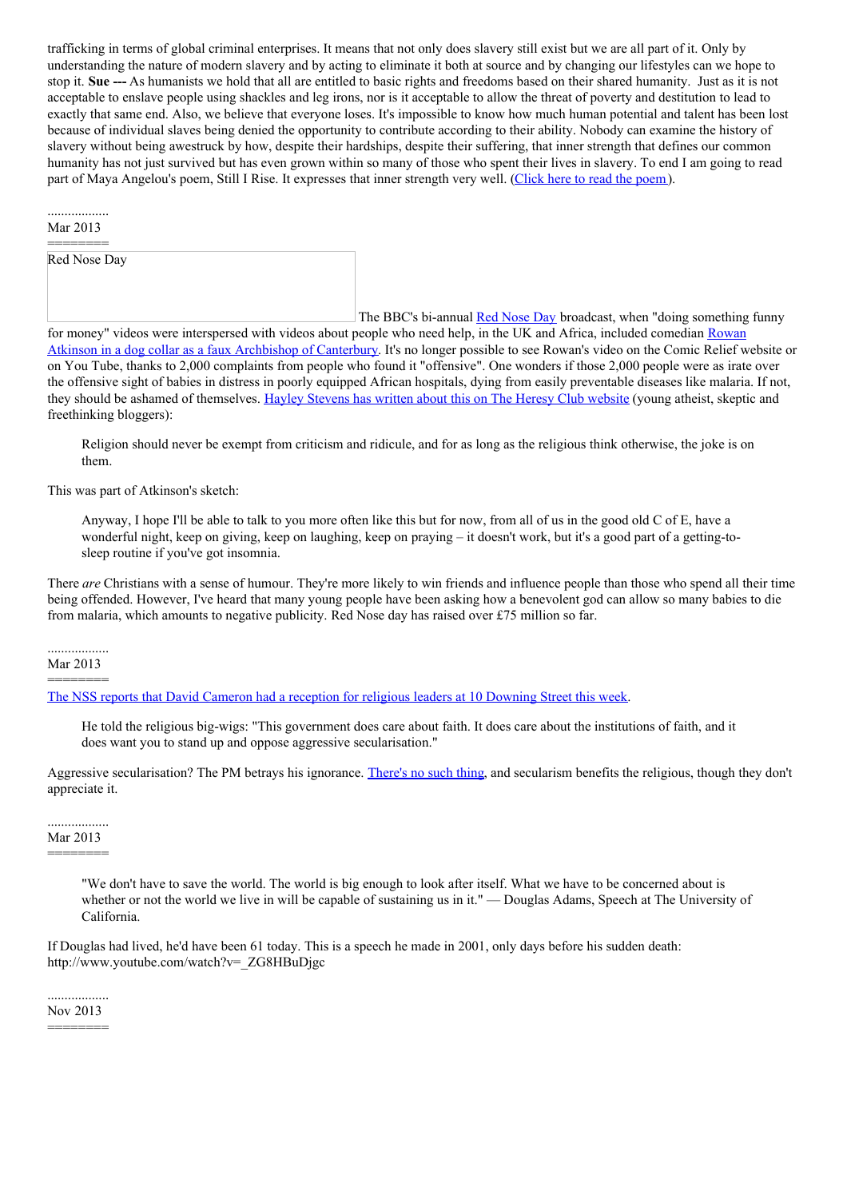trafficking in terms of global criminal enterprises. It means that not only does slavery still exist but we are all part of it. Only by understanding the nature of modern slavery and by acting to eliminate it both at source and by changing our lifestyles can we hope to stop it. **Sue ---** As humanists we hold that all are entitled to basic rights and freedoms based on their shared humanity. Just as it is not acceptable to enslave people using shackles and leg irons, nor is it acceptable to allow the threat of poverty and destitution to lead to exactly that same end. Also, we believe that everyone loses. It's impossible to know how much human potential and talent has been lost because of individual slaves being denied the opportunity to contribute according to their ability. Nobody can examine the history of slavery without being awestruck by how, despite their hardships, despite their suffering, that inner strength that defines our common humanity has not just survived but has even grown within so many of those who spent their lives in slavery. To end I am going to read part of Maya Angelou's poem, Still I Rise. It expresses that inner strength very well. (Click here to read the poem ).

..................
Mar 2013
========

Red Nose Day

The BBC's bi-annual Red Nose Day broadcast, when "doing something funny for money" videos were interspersed with videos about people who need help, in the UK and Africa, included comedian Rowan Atkinson in a dog collar as a faux Archbishop of Canterbury. It's no longer possible to see Rowan's video on the Comic Relief website or on You Tube, thanks to 2,000 complaints from people who found it "offensive". One wonders if those 2,000 people were as irate over the offensive sight of babies in distress in poorly equipped African hospitals, dying from easily preventable diseases like malaria. If not, they should be ashamed of themselves. Hayley Stevens has written about this on The Heresy Club website (young atheist, skeptic and freethinking bloggers):

> Religion should never be exempt from criticism and ridicule, and for as long as the religious think otherwise, the joke is on them.

This was part of Atkinson's sketch:

> Anyway, I hope I'll be able to talk to you more often like this but for now, from all of us in the good old C of E, have a wonderful night, keep on giving, keep on laughing, keep on praying – it doesn't work, but it's a good part of a getting-to-sleep routine if you've got insomnia.

There *are* Christians with a sense of humour. They're more likely to win friends and influence people than those who spend all their time being offended. However, I've heard that many young people have been asking how a benevolent god can allow so many babies to die from malaria, which amounts to negative publicity. Red Nose day has raised over £75 million so far.

..................
Mar 2013
========

The NSS reports that David Cameron had a reception for religious leaders at 10 Downing Street this week.

> He told the religious big-wigs: "This government does care about faith. It does care about the institutions of faith, and it does want you to stand up and oppose aggressive secularisation."

Aggressive secularisation? The PM betrays his ignorance. There's no such thing, and secularism benefits the religious, though they don't appreciate it.

..................
Mar 2013
========

> "We don't have to save the world. The world is big enough to look after itself. What we have to be concerned about is whether or not the world we live in will be capable of sustaining us in it." — Douglas Adams, Speech at The University of California.

If Douglas had lived, he'd have been 61 today. This is a speech he made in 2001, only days before his sudden death: http://www.youtube.com/watch?v=_ZG8HBuDjgc

..................
Nov 2013
========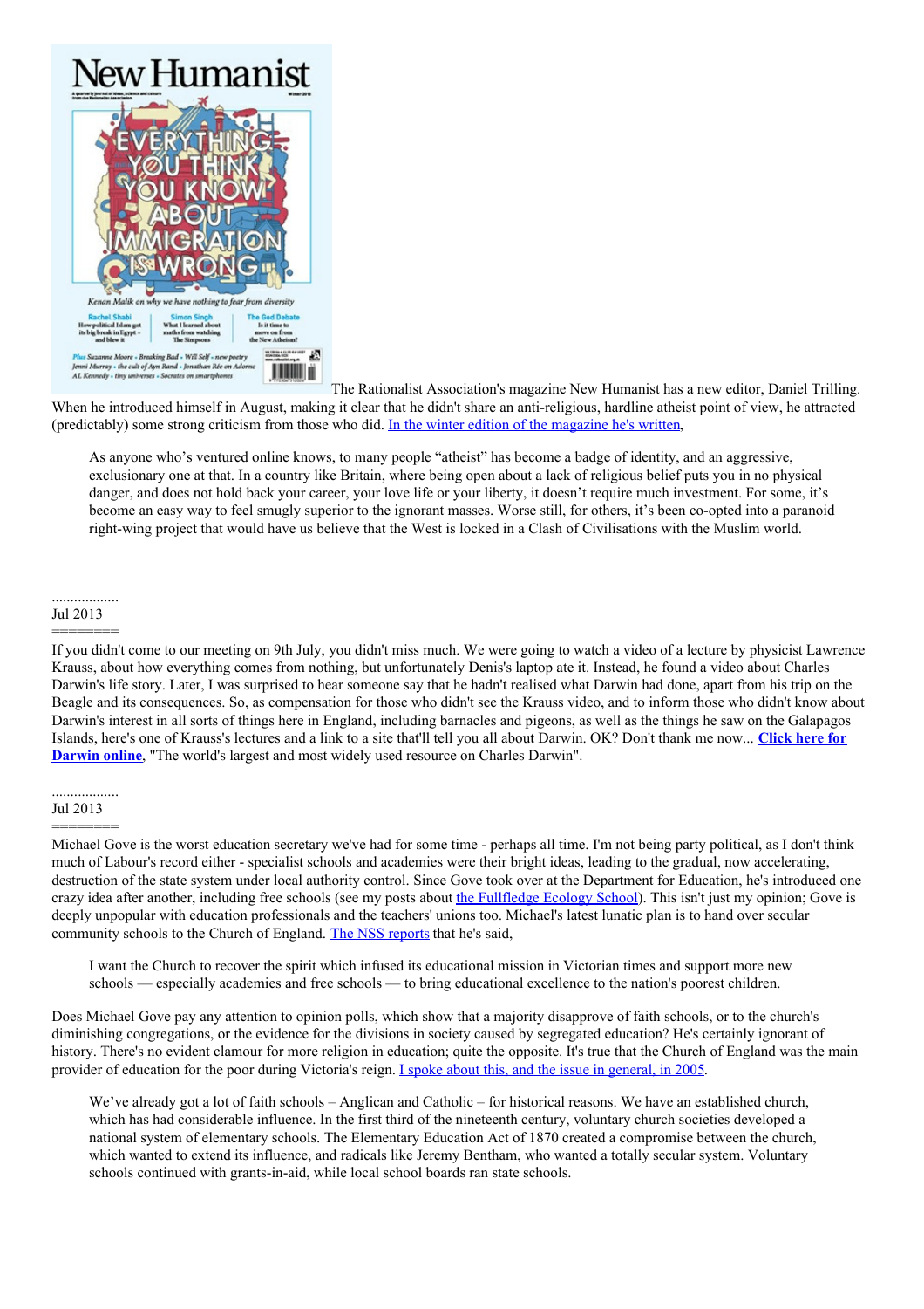The Rationalist Association's magazine New Humanist has a new editor, Daniel Trilling. When he introduced himself in August, making it clear that he didn't share an anti-religious, hardline atheist point of view, he attracted (predictably) some strong criticism from those who did. In the winter edition of the magazine he's written,

> As anyone who's ventured online knows, to many people "atheist" has become a badge of identity, and an aggressive, exclusionary one at that. In a country like Britain, where being open about a lack of religious belief puts you in no physical danger, and does not hold back your career, your love life or your liberty, it doesn't require much investment. For some, it's become an easy way to feel smugly superior to the ignorant masses. Worse still, for others, it's been co-opted into a paranoid right-wing project that would have us believe that the West is locked in a Clash of Civilisations with the Muslim world.

..................
Jul 2013
========

If you didn't come to our meeting on 9th July, you didn't miss much. We were going to watch a video of a lecture by physicist Lawrence Krauss, about how everything comes from nothing, but unfortunately Denis's laptop ate it. Instead, he found a video about Charles Darwin's life story. Later, I was surprised to hear someone say that he hadn't realised what Darwin had done, apart from his trip on the Beagle and its consequences. So, as compensation for those who didn't see the Krauss video, and to inform those who didn't know about Darwin's interest in all sorts of things here in England, including barnacles and pigeons, as well as the things he saw on the Galapagos Islands, here's one of Krauss's lectures and a link to a site that'll tell you all about Darwin. OK? Don't thank me now... **Click here for Darwin online**, "The world's largest and most widely used resource on Charles Darwin".

..................
Jul 2013
========

Michael Gove is the worst education secretary we've had for some time - perhaps all time. I'm not being party political, as I don't think much of Labour's record either - specialist schools and academies were their bright ideas, leading to the gradual, now accelerating, destruction of the state system under local authority control. Since Gove took over at the Department for Education, he's introduced one crazy idea after another, including free schools (see my posts about the Fullfledge Ecology School). This isn't just my opinion; Gove is deeply unpopular with education professionals and the teachers' unions too. Michael's latest lunatic plan is to hand over secular community schools to the Church of England. The NSS reports that he's said,

> I want the Church to recover the spirit which infused its educational mission in Victorian times and support more new schools — especially academies and free schools — to bring educational excellence to the nation's poorest children.

Does Michael Gove pay any attention to opinion polls, which show that a majority disapprove of faith schools, or to the church's diminishing congregations, or the evidence for the divisions in society caused by segregated education? He's certainly ignorant of history. There's no evident clamour for more religion in education; quite the opposite. It's true that the Church of England was the main provider of education for the poor during Victoria's reign. I spoke about this, and the issue in general, in 2005.

> We've already got a lot of faith schools – Anglican and Catholic – for historical reasons. We have an established church, which has had considerable influence. In the first third of the nineteenth century, voluntary church societies developed a national system of elementary schools. The Elementary Education Act of 1870 created a compromise between the church, which wanted to extend its influence, and radicals like Jeremy Bentham, who wanted a totally secular system. Voluntary schools continued with grants-in-aid, while local school boards ran state schools.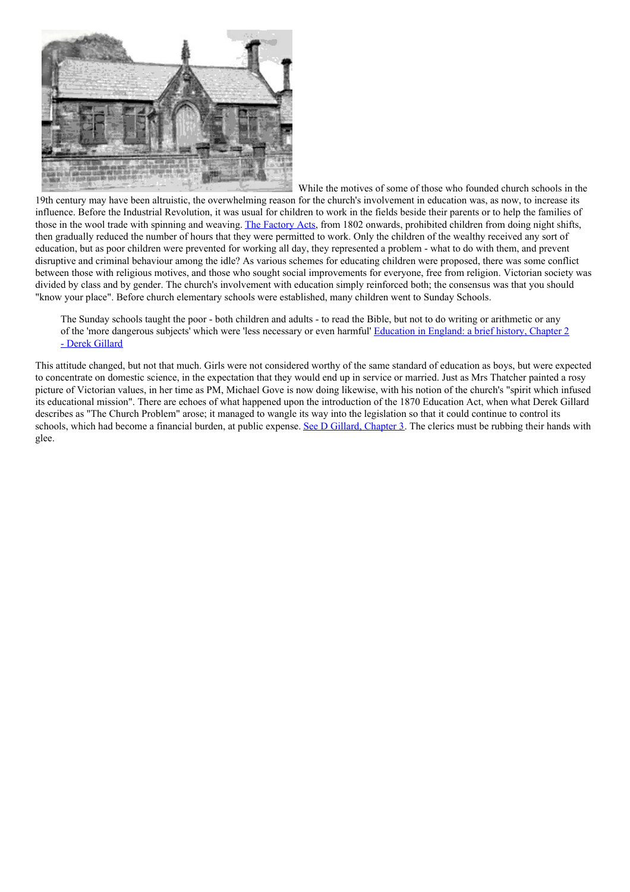While the motives of some of those who founded church schools in the 19th century may have been altruistic, the overwhelming reason for the church's involvement in education was, as now, to increase its influence. Before the Industrial Revolution, it was usual for children to work in the fields beside their parents or to help the families of those in the wool trade with spinning and weaving. [The Factory Acts](), from 1802 onwards, prohibited children from doing night shifts, then gradually reduced the number of hours that they were permitted to work. Only the children of the wealthy received any sort of education, but as poor children were prevented for working all day, they represented a problem - what to do with them, and prevent disruptive and criminal behaviour among the idle? As various schemes for educating children were proposed, there was some conflict between those with religious motives, and those who sought social improvements for everyone, free from religion. Victorian society was divided by class and by gender. The church's involvement with education simply reinforced both; the consensus was that you should "know your place". Before church elementary schools were established, many children went to Sunday Schools.

> The Sunday schools taught the poor - both children and adults - to read the Bible, but not to do writing or arithmetic or any of the 'more dangerous subjects' which were 'less necessary or even harmful' Education in England: a brief history, Chapter 2 - Derek Gillard

This attitude changed, but not that much. Girls were not considered worthy of the same standard of education as boys, but were expected to concentrate on domestic science, in the expectation that they would end up in service or married. Just as Mrs Thatcher painted a rosy picture of Victorian values, in her time as PM, Michael Gove is now doing likewise, with his notion of the church's "spirit which infused its educational mission". There are echoes of what happened upon the introduction of the 1870 Education Act, when what Derek Gillard describes as "The Church Problem" arose; it managed to wangle its way into the legislation so that it could continue to control its schools, which had become a financial burden, at public expense. See D Gillard, Chapter 3. The clerics must be rubbing their hands with glee.